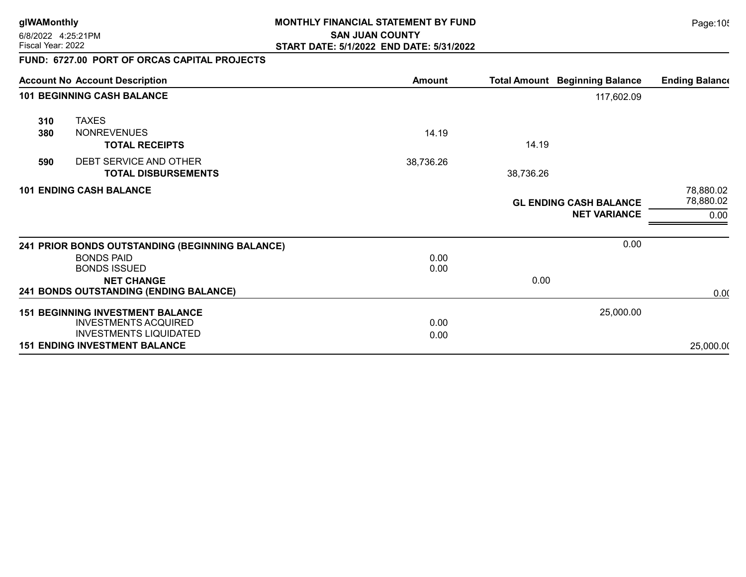**glWAMonthly**
6/8/2022 4:25:21PM
Fiscal Year: 2022

# MONTHLY FINANCIAL STATEMENT BY FUND
## SAN JUAN COUNTY
## START DATE: 5/1/2022 END DATE: 5/31/2022

### FUND: 6727.00 PORT OF ORCAS CAPITAL PROJECTS

| Account No | Account Description | Amount | Total Amount | Beginning Balance | Ending Balance |
|---|---|---|---|---|---|
| **101** | **BEGINNING CASH BALANCE** | | | 117,602.09 | |
| **310** | TAXES | | | | |
| **380** | NONREVENUES | 14.19 | | | |
| | **TOTAL RECEIPTS** | | 14.19 | | |
| **590** | DEBT SERVICE AND OTHER | 38,736.26 | | | |
| | **TOTAL DISBURSEMENTS** | | 38,736.26 | | |
| **101** | **ENDING CASH BALANCE** | | | | 78,880.02 |
| | | | | **GL ENDING CASH BALANCE** | 78,880.02 |
| | | | | **NET VARIANCE** | 0.00 |
| **241** | **PRIOR BONDS OUTSTANDING (BEGINNING BALANCE)** | | | 0.00 | |
| | BONDS PAID | 0.00 | | | |
| | BONDS ISSUED | 0.00 | | | |
| | **NET CHANGE** | | 0.00 | | |
| **241** | **BONDS OUTSTANDING (ENDING BALANCE)** | | | | 0.00 |
| **151** | **BEGINNING INVESTMENT BALANCE** | | | 25,000.00 | |
| | INVESTMENTS ACQUIRED | 0.00 | | | |
| | INVESTMENTS LIQUIDATED | 0.00 | | | |
| **151** | **ENDING INVESTMENT BALANCE** | | | | 25,000.00 |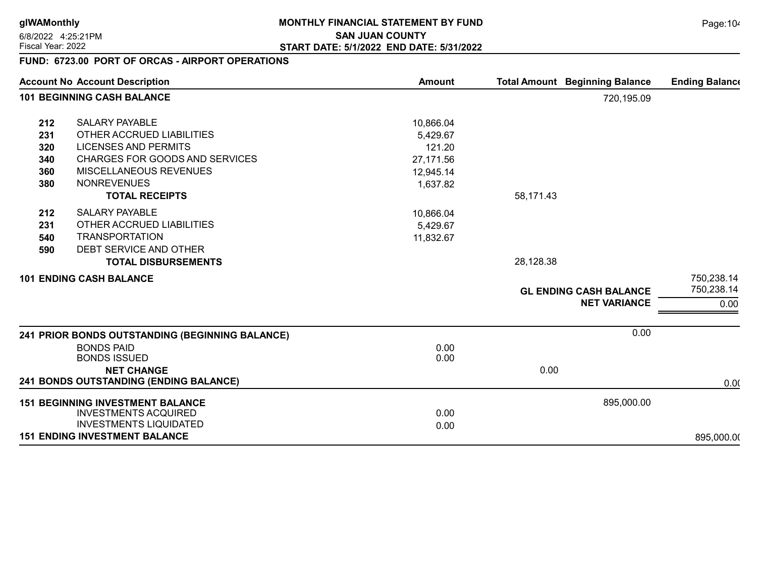# MONTHLY FINANCIAL STATEMENT BY FUND
## SAN JUAN COUNTY
### START DATE: 5/1/2022 END DATE: 5/31/2022

glWAMonthly
6/8/2022 4:25:21PM
Fiscal Year: 2022

**FUND: 6723.00 PORT OF ORCAS - AIRPORT OPERATIONS**

| Account No | Account Description | Amount | Total Amount | Beginning Balance | Ending Balance |
|---|---|---|---|---|---|
| **101** | **BEGINNING CASH BALANCE** | | | 720,195.09 | |
| **212** | SALARY PAYABLE | 10,866.04 | | | |
| **231** | OTHER ACCRUED LIABILITIES | 5,429.67 | | | |
| **320** | LICENSES AND PERMITS | 121.20 | | | |
| **340** | CHARGES FOR GOODS AND SERVICES | 27,171.56 | | | |
| **360** | MISCELLANEOUS REVENUES | 12,945.14 | | | |
| **380** | NONREVENUES | 1,637.82 | | | |
| | **TOTAL RECEIPTS** | | 58,171.43 | | |
| **212** | SALARY PAYABLE | 10,866.04 | | | |
| **231** | OTHER ACCRUED LIABILITIES | 5,429.67 | | | |
| **540** | TRANSPORTATION | 11,832.67 | | | |
| **590** | DEBT SERVICE AND OTHER | | | | |
| | **TOTAL DISBURSEMENTS** | | 28,128.38 | | |
| **101** | **ENDING CASH BALANCE** | | | | 750,238.14 |
| | | | | **GL ENDING CASH BALANCE** | 750,238.14 |
| | | | | **NET VARIANCE** | 0.00 |
| **241** | **PRIOR BONDS OUTSTANDING (BEGINNING BALANCE)** | | | 0.00 | |
| | BONDS PAID | 0.00 | | | |
| | BONDS ISSUED | 0.00 | | | |
| | **NET CHANGE** | | 0.00 | | |
| **241** | **BONDS OUTSTANDING (ENDING BALANCE)** | | | | 0.00 |
| **151** | **BEGINNING INVESTMENT BALANCE** | | | 895,000.00 | |
| | INVESTMENTS ACQUIRED | 0.00 | | | |
| | INVESTMENTS LIQUIDATED | 0.00 | | | |
| **151** | **ENDING INVESTMENT BALANCE** | | | | 895,000.00 |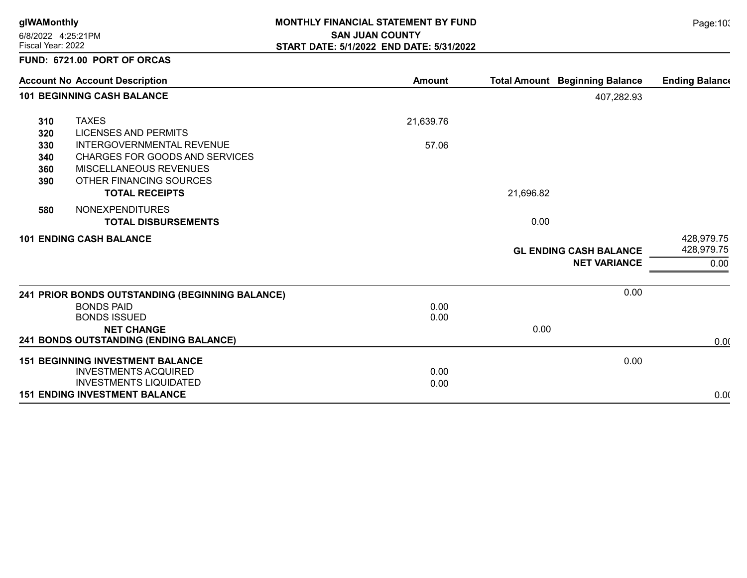**glWAMonthly**
6/8/2022 4:25:21PM
Fiscal Year: 2022

## MONTHLY FINANCIAL STATEMENT BY FUND
## SAN JUAN COUNTY
## START DATE: 5/1/2022 END DATE: 5/31/2022

### FUND: 6721.00 PORT OF ORCAS

| Account No | Account Description | Amount | Total Amount | Beginning Balance | Ending Balance |
|---|---|---|---|---|---|
| **101** | **BEGINNING CASH BALANCE** | | | 407,282.93 | |
| 310 | TAXES | 21,639.76 | | | |
| 320 | LICENSES AND PERMITS | | | | |
| 330 | INTERGOVERNMENTAL REVENUE | 57.06 | | | |
| 340 | CHARGES FOR GOODS AND SERVICES | | | | |
| 360 | MISCELLANEOUS REVENUES | | | | |
| 390 | OTHER FINANCING SOURCES | | | | |
| | **TOTAL RECEIPTS** | | 21,696.82 | | |
| 580 | NONEXPENDITURES | | | | |
| | **TOTAL DISBURSEMENTS** | | 0.00 | | |
| **101** | **ENDING CASH BALANCE** | | | | 428,979.75 |
| | | | | **GL ENDING CASH BALANCE** | 428,979.75 |
| | | | | **NET VARIANCE** | 0.00 |
| **241** | **PRIOR BONDS OUTSTANDING (BEGINNING BALANCE)** | | | 0.00 | |
| | BONDS PAID | 0.00 | | | |
| | BONDS ISSUED | 0.00 | | | |
| | **NET CHANGE** | | 0.00 | | |
| **241** | **BONDS OUTSTANDING (ENDING BALANCE)** | | | | 0.00 |
| **151** | **BEGINNING INVESTMENT BALANCE** | | | 0.00 | |
| | INVESTMENTS ACQUIRED | 0.00 | | | |
| | INVESTMENTS LIQUIDATED | 0.00 | | | |
| **151** | **ENDING INVESTMENT BALANCE** | | | | 0.00 |